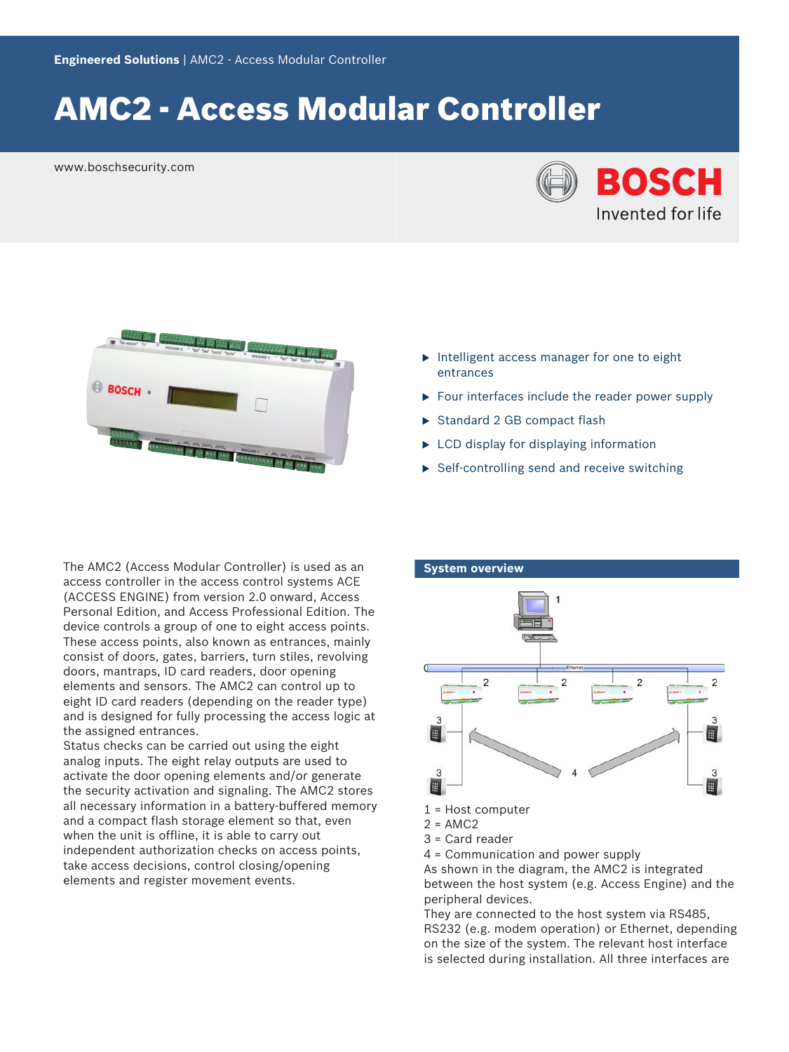**Engineered Solutions** | AMC2 - Access Modular Controller

# AMC2 - Access Modular Controller

www.boschsecurity.com

- Intelligent access manager for one to eight entrances
- Four interfaces include the reader power supply
- Standard 2 GB compact flash
- LCD display for displaying information
- Self-controlling send and receive switching

The AMC2 (Access Modular Controller) is used as an access controller in the access control systems ACE (ACCESS ENGINE) from version 2.0 onward, Access Personal Edition, and Access Professional Edition. The device controls a group of one to eight access points. These access points, also known as entrances, mainly consist of doors, gates, barriers, turn stiles, revolving doors, mantraps, ID card readers, door opening elements and sensors. The AMC2 can control up to eight ID card readers (depending on the reader type) and is designed for fully processing the access logic at the assigned entrances.
Status checks can be carried out using the eight analog inputs. The eight relay outputs are used to activate the door opening elements and/or generate the security activation and signaling. The AMC2 stores all necessary information in a battery-buffered memory and a compact flash storage element so that, even when the unit is offline, it is able to carry out independent authorization checks on access points, take access decisions, control closing/opening elements and register movement events.

## System overview

1 = Host computer
2 = AMC2
3 = Card reader
4 = Communication and power supply

As shown in the diagram, the AMC2 is integrated between the host system (e.g. Access Engine) and the peripheral devices.
They are connected to the host system via RS485, RS232 (e.g. modem operation) or Ethernet, depending on the size of the system. The relevant host interface is selected during installation. All three interfaces are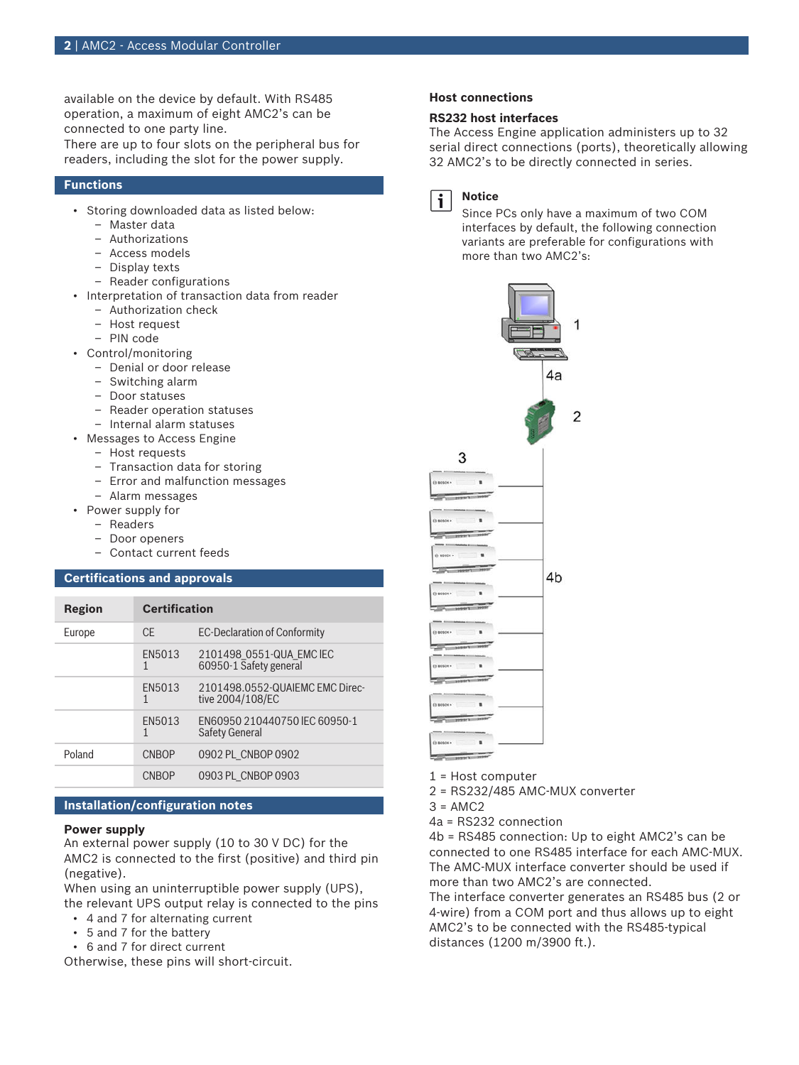available on the device by default. With RS485 operation, a maximum of eight AMC2's can be connected to one party line.
There are up to four slots on the peripheral bus for readers, including the slot for the power supply.

## Functions

- Storing downloaded data as listed below:
  - Master data
  - Authorizations
  - Access models
  - Display texts
  - Reader configurations
- Interpretation of transaction data from reader
  - Authorization check
  - Host request
  - PIN code
- Control/monitoring
  - Denial or door release
  - Switching alarm
  - Door statuses
  - Reader operation statuses
  - Internal alarm statuses
- Messages to Access Engine
  - Host requests
  - Transaction data for storing
  - Error and malfunction messages
  - Alarm messages
- Power supply for
  - Readers
  - Door openers
  - Contact current feeds

## Certifications and approvals

| Region | Certification | |
|---|---|---|
| Europe | CE | EC-Declaration of Conformity |
| | EN50131 | 2101498_0551-QUA_EMC IEC 60950-1 Safety general |
| | EN50131 | 2101498.0552-QUAIEMC EMC Directive 2004/108/EC |
| | EN50131 | EN60950 210440750 IEC 60950-1 Safety General |
| Poland | CNBOP | 0902 PL_CNBOP 0902 |
| | CNBOP | 0903 PL_CNBOP 0903 |

## Installation/configuration notes

**Power supply**
An external power supply (10 to 30 V DC) for the AMC2 is connected to the first (positive) and third pin (negative).
When using an uninterruptible power supply (UPS), the relevant UPS output relay is connected to the pins
- 4 and 7 for alternating current
- 5 and 7 for the battery
- 6 and 7 for direct current

Otherwise, these pins will short-circuit.

**Host connections**

**RS232 host interfaces**
The Access Engine application administers up to 32 serial direct connections (ports), theoretically allowing 32 AMC2's to be directly connected in series.

**Notice**
Since PCs only have a maximum of two COM interfaces by default, the following connection variants are preferable for configurations with more than two AMC2's:

1 = Host computer
2 = RS232/485 AMC-MUX converter
3 = AMC2
4a = RS232 connection
4b = RS485 connection: Up to eight AMC2's can be connected to one RS485 interface for each AMC-MUX.
The AMC-MUX interface converter should be used if more than two AMC2's are connected.
The interface converter generates an RS485 bus (2 or 4-wire) from a COM port and thus allows up to eight AMC2's to be connected with the RS485-typical distances (1200 m/3900 ft.).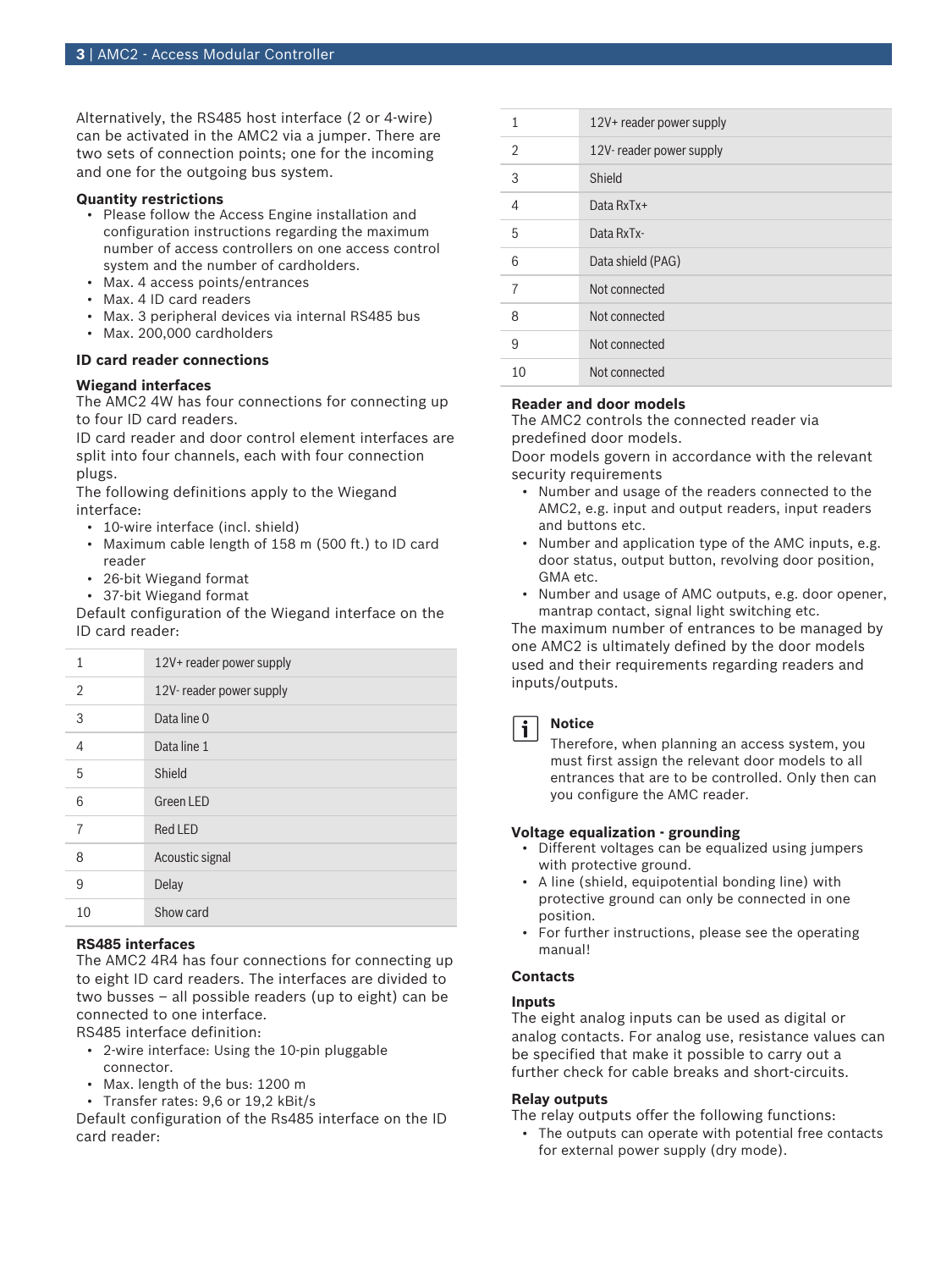Alternatively, the RS485 host interface (2 or 4-wire) can be activated in the AMC2 via a jumper. There are two sets of connection points; one for the incoming and one for the outgoing bus system.

#### Quantity restrictions

- Please follow the Access Engine installation and configuration instructions regarding the maximum number of access controllers on one access control system and the number of cardholders.
- Max. 4 access points/entrances
- Max. 4 ID card readers
- Max. 3 peripheral devices via internal RS485 bus
- Max. 200,000 cardholders

### ID card reader connections

#### Wiegand interfaces

The AMC2 4W has four connections for connecting up to four ID card readers.

ID card reader and door control element interfaces are split into four channels, each with four connection plugs.

The following definitions apply to the Wiegand interface:

- 10-wire interface (incl. shield)
- Maximum cable length of 158 m (500 ft.) to ID card reader
- 26-bit Wiegand format
- 37-bit Wiegand format

Default configuration of the Wiegand interface on the ID card reader:

| | |
|---|---|
| 1 | 12V+ reader power supply |
| 2 | 12V- reader power supply |
| 3 | Data line 0 |
| 4 | Data line 1 |
| 5 | Shield |
| 6 | Green LED |
| 7 | Red LED |
| 8 | Acoustic signal |
| 9 | Delay |
| 10 | Show card |

#### RS485 interfaces

The AMC2 4R4 has four connections for connecting up to eight ID card readers. The interfaces are divided to two busses – all possible readers (up to eight) can be connected to one interface.

RS485 interface definition:

- 2-wire interface: Using the 10-pin pluggable connector.
- Max. length of the bus: 1200 m
- Transfer rates: 9,6 or 19,2 kBit/s

Default configuration of the Rs485 interface on the ID card reader:

| | |
|---|---|
| 1 | 12V+ reader power supply |
| 2 | 12V- reader power supply |
| 3 | Shield |
| 4 | Data RxTx+ |
| 5 | Data RxTx- |
| 6 | Data shield (PAG) |
| 7 | Not connected |
| 8 | Not connected |
| 9 | Not connected |
| 10 | Not connected |

#### Reader and door models

The AMC2 controls the connected reader via predefined door models.

Door models govern in accordance with the relevant security requirements

- Number and usage of the readers connected to the AMC2, e.g. input and output readers, input readers and buttons etc.
- Number and application type of the AMC inputs, e.g. door status, output button, revolving door position, GMA etc.
- Number and usage of AMC outputs, e.g. door opener, mantrap contact, signal light switching etc.

The maximum number of entrances to be managed by one AMC2 is ultimately defined by the door models used and their requirements regarding readers and inputs/outputs.

**Notice**

Therefore, when planning an access system, you must first assign the relevant door models to all entrances that are to be controlled. Only then can you configure the AMC reader.

#### Voltage equalization - grounding

- Different voltages can be equalized using jumpers with protective ground.
- A line (shield, equipotential bonding line) with protective ground can only be connected in one position.
- For further instructions, please see the operating manual!

### Contacts

#### Inputs

The eight analog inputs can be used as digital or analog contacts. For analog use, resistance values can be specified that make it possible to carry out a further check for cable breaks and short-circuits.

#### Relay outputs

The relay outputs offer the following functions:

- The outputs can operate with potential free contacts for external power supply (dry mode).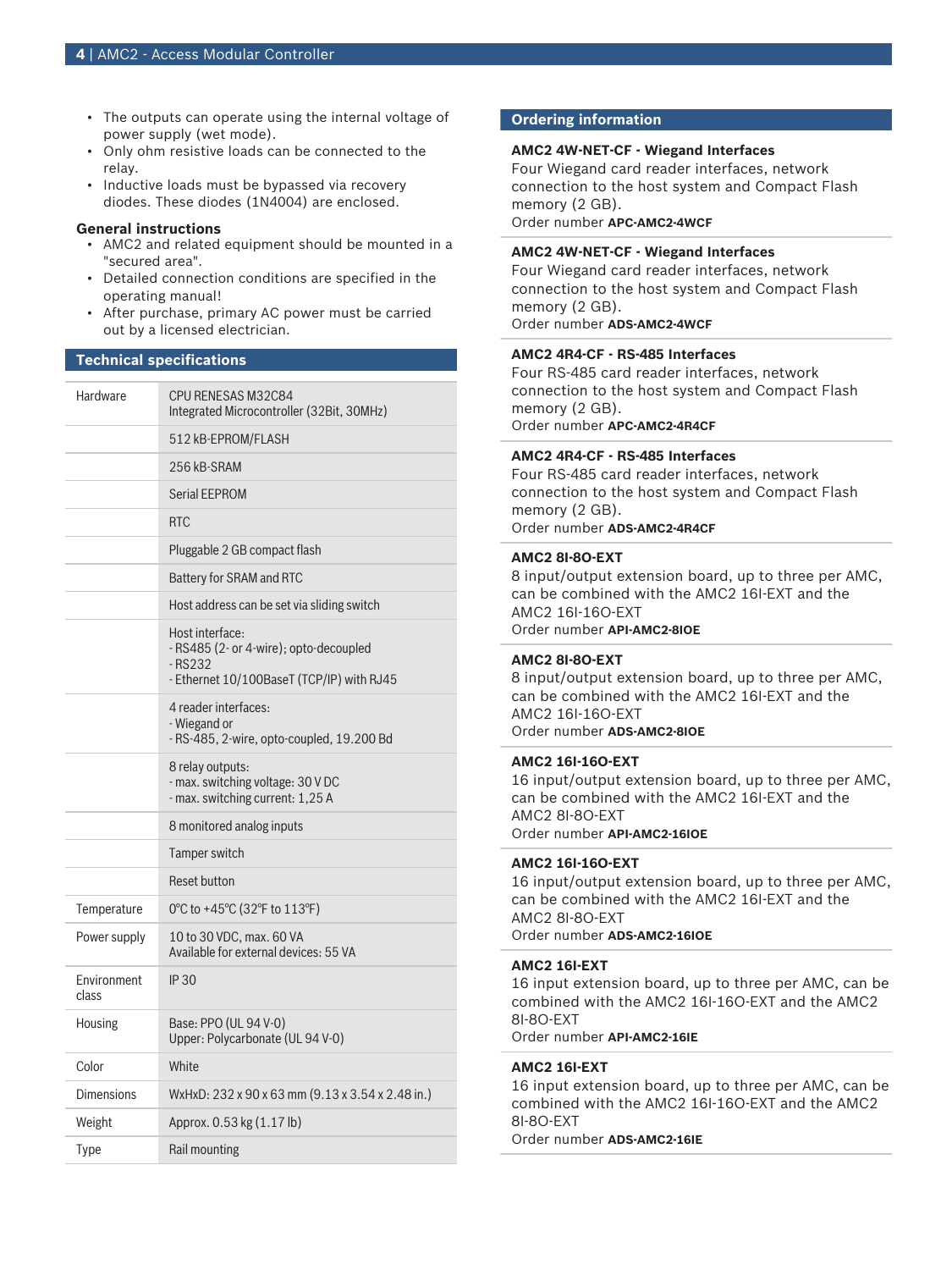- The outputs can operate using the internal voltage of power supply (wet mode).
- Only ohm resistive loads can be connected to the relay.
- Inductive loads must be bypassed via recovery diodes. These diodes (1N4004) are enclosed.

**General instructions**

- AMC2 and related equipment should be mounted in a "secured area".
- Detailed connection conditions are specified in the operating manual!
- After purchase, primary AC power must be carried out by a licensed electrician.

## Technical specifications

| | |
|---|---|
| Hardware | CPU RENESAS M32C84<br>Integrated Microcontroller (32Bit, 30MHz) |
| | 512 kB-EPROM/FLASH |
| | 256 kB-SRAM |
| | Serial EEPROM |
| | RTC |
| | Pluggable 2 GB compact flash |
| | Battery for SRAM and RTC |
| | Host address can be set via sliding switch |
| | Host interface:<br>- RS485 (2- or 4-wire); opto-decoupled<br>- RS232<br>- Ethernet 10/100BaseT (TCP/IP) with RJ45 |
| | 4 reader interfaces:<br>- Wiegand or<br>- RS-485, 2-wire, opto-coupled, 19.200 Bd |
| | 8 relay outputs:<br>- max. switching voltage: 30 V DC<br>- max. switching current: 1,25 A |
| | 8 monitored analog inputs |
| | Tamper switch |
| | Reset button |
| Temperature | 0°C to +45°C (32°F to 113°F) |
| Power supply | 10 to 30 VDC, max. 60 VA<br>Available for external devices: 55 VA |
| Environment class | IP 30 |
| Housing | Base: PPO (UL 94 V-0)<br>Upper: Polycarbonate (UL 94 V-0) |
| Color | White |
| Dimensions | WxHxD: 232 x 90 x 63 mm (9.13 x 3.54 x 2.48 in.) |
| Weight | Approx. 0.53 kg (1.17 lb) |
| Type | Rail mounting |

## Ordering information

**AMC2 4W-NET-CF - Wiegand Interfaces**
Four Wiegand card reader interfaces, network connection to the host system and Compact Flash memory (2 GB).
Order number **APC-AMC2-4WCF**

**AMC2 4W-NET-CF - Wiegand Interfaces**
Four Wiegand card reader interfaces, network connection to the host system and Compact Flash memory (2 GB).
Order number **ADS-AMC2-4WCF**

**AMC2 4R4-CF - RS-485 Interfaces**
Four RS-485 card reader interfaces, network connection to the host system and Compact Flash memory (2 GB).
Order number **APC-AMC2-4R4CF**

**AMC2 4R4-CF - RS-485 Interfaces**
Four RS-485 card reader interfaces, network connection to the host system and Compact Flash memory (2 GB).
Order number **ADS-AMC2-4R4CF**

**AMC2 8I-8O-EXT**
8 input/output extension board, up to three per AMC, can be combined with the AMC2 16I-EXT and the AMC2 16I-16O-EXT
Order number **API-AMC2-8IOE**

**AMC2 8I-8O-EXT**
8 input/output extension board, up to three per AMC, can be combined with the AMC2 16I-EXT and the AMC2 16I-16O-EXT
Order number **ADS-AMC2-8IOE**

**AMC2 16I-16O-EXT**
16 input/output extension board, up to three per AMC, can be combined with the AMC2 16I-EXT and the AMC2 8I-8O-EXT
Order number **API-AMC2-16IOE**

**AMC2 16I-16O-EXT**
16 input/output extension board, up to three per AMC, can be combined with the AMC2 16I-EXT and the AMC2 8I-8O-EXT
Order number **ADS-AMC2-16IOE**

**AMC2 16I-EXT**
16 input extension board, up to three per AMC, can be combined with the AMC2 16I-16O-EXT and the AMC2 8I-8O-EXT
Order number **API-AMC2-16IE**

**AMC2 16I-EXT**
16 input extension board, up to three per AMC, can be combined with the AMC2 16I-16O-EXT and the AMC2 8I-8O-EXT
Order number **ADS-AMC2-16IE**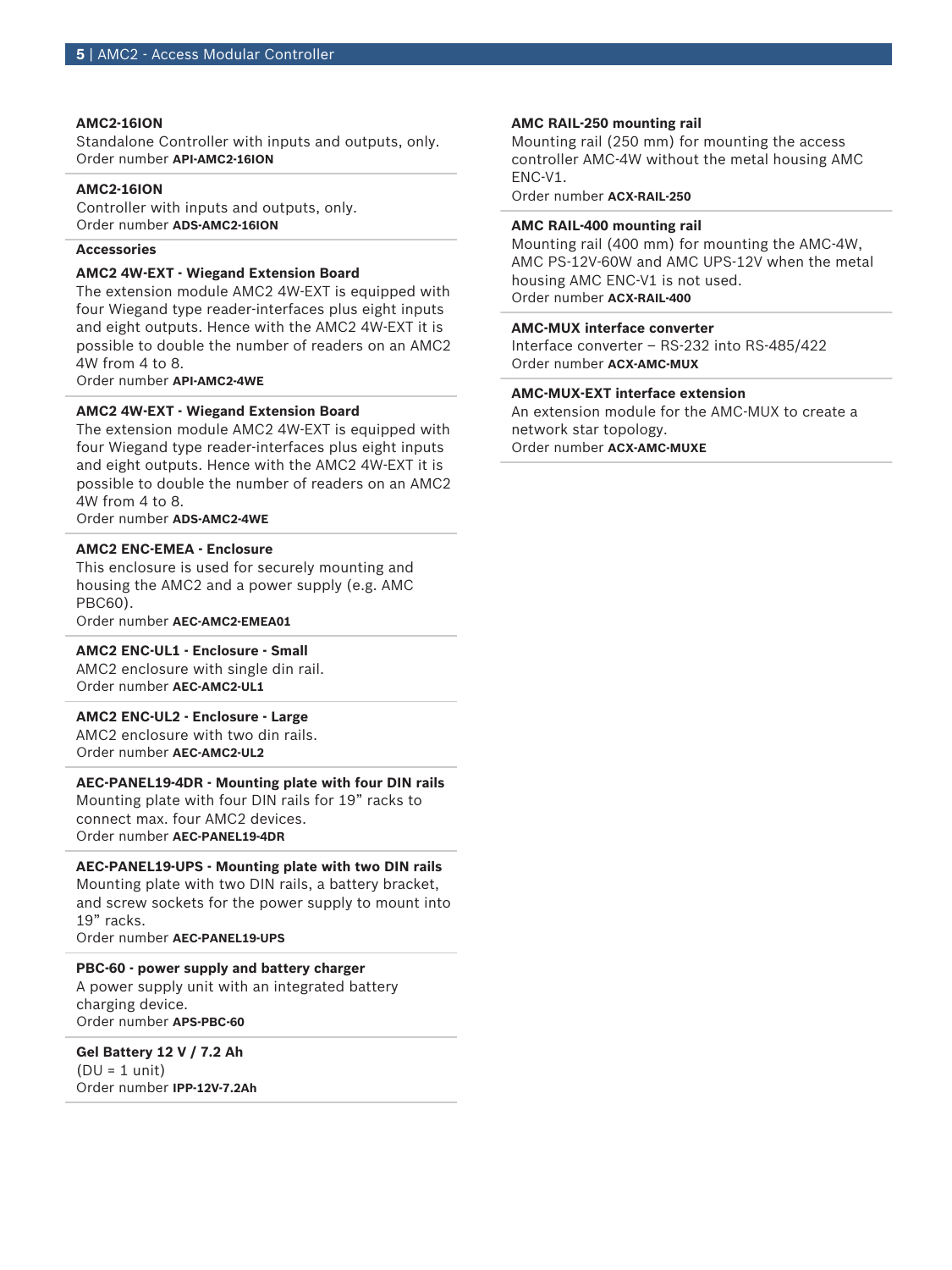**AMC2-16ION**
Standalone Controller with inputs and outputs, only.
Order number **API-AMC2-16ION**

**AMC2-16ION**
Controller with inputs and outputs, only.
Order number **ADS-AMC2-16ION**

### Accessories

**AMC2 4W-EXT - Wiegand Extension Board**
The extension module AMC2 4W-EXT is equipped with four Wiegand type reader-interfaces plus eight inputs and eight outputs. Hence with the AMC2 4W-EXT it is possible to double the number of readers on an AMC2 4W from 4 to 8.
Order number **API-AMC2-4WE**

**AMC2 4W-EXT - Wiegand Extension Board**
The extension module AMC2 4W-EXT is equipped with four Wiegand type reader-interfaces plus eight inputs and eight outputs. Hence with the AMC2 4W-EXT it is possible to double the number of readers on an AMC2 4W from 4 to 8.
Order number **ADS-AMC2-4WE**

**AMC2 ENC-EMEA - Enclosure**
This enclosure is used for securely mounting and housing the AMC2 and a power supply (e.g. AMC PBC60).
Order number **AEC-AMC2-EMEA01**

**AMC2 ENC-UL1 - Enclosure - Small**
AMC2 enclosure with single din rail.
Order number **AEC-AMC2-UL1**

**AMC2 ENC-UL2 - Enclosure - Large**
AMC2 enclosure with two din rails.
Order number **AEC-AMC2-UL2**

**AEC-PANEL19-4DR - Mounting plate with four DIN rails**
Mounting plate with four DIN rails for 19” racks to connect max. four AMC2 devices.
Order number **AEC-PANEL19-4DR**

**AEC-PANEL19-UPS - Mounting plate with two DIN rails**
Mounting plate with two DIN rails, a battery bracket, and screw sockets for the power supply to mount into 19” racks.
Order number **AEC-PANEL19-UPS**

**PBC-60 - power supply and battery charger**
A power supply unit with an integrated battery charging device.
Order number **APS-PBC-60**

**Gel Battery 12 V / 7.2 Ah**
(DU = 1 unit)
Order number **IPP-12V-7.2Ah**

**AMC RAIL-250 mounting rail**
Mounting rail (250 mm) for mounting the access controller AMC-4W without the metal housing AMC ENC-V1.
Order number **ACX-RAIL-250**

**AMC RAIL-400 mounting rail**
Mounting rail (400 mm) for mounting the AMC-4W, AMC PS-12V-60W and AMC UPS-12V when the metal housing AMC ENC-V1 is not used.
Order number **ACX-RAIL-400**

**AMC-MUX interface converter**
Interface converter – RS-232 into RS-485/422
Order number **ACX-AMC-MUX**

**AMC-MUX-EXT interface extension**
An extension module for the AMC-MUX to create a network star topology.
Order number **ACX-AMC-MUXE**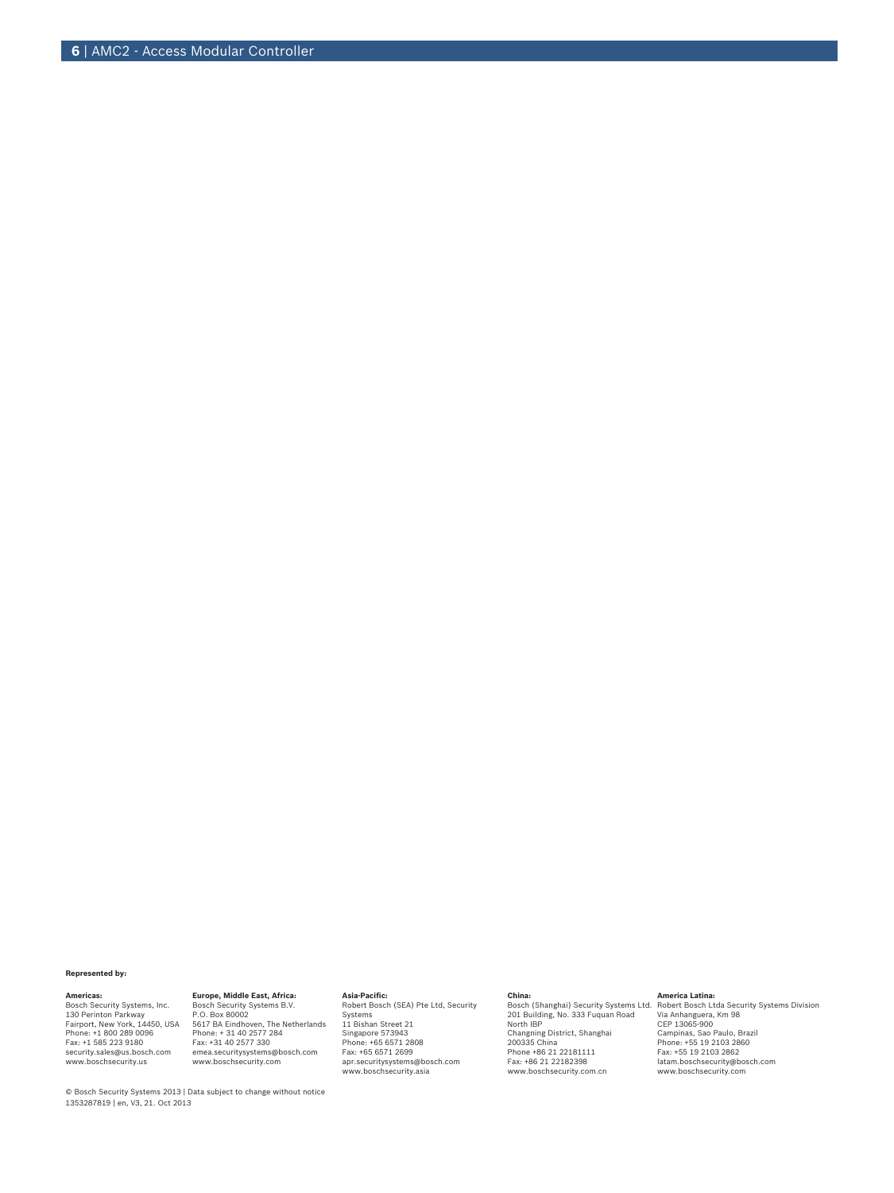**Represented by:**

**Americas:**
Bosch Security Systems, Inc.
130 Perinton Parkway
Fairport, New York, 14450, USA
Phone: +1 800 289 0096
Fax: +1 585 223 9180
security.sales@us.bosch.com
www.boschsecurity.us

**Europe, Middle East, Africa:**
Bosch Security Systems B.V.
P.O. Box 80002
5617 BA Eindhoven, The Netherlands
Phone: + 31 40 2577 284
Fax: +31 40 2577 330
emea.securitysystems@bosch.com
www.boschsecurity.com

**Asia-Pacific:**
Robert Bosch (SEA) Pte Ltd, Security Systems
11 Bishan Street 21
Singapore 573943
Phone: +65 6571 2808
Fax: +65 6571 2699
apr.securitysystems@bosch.com
www.boschsecurity.asia

**China:**
Bosch (Shanghai) Security Systems Ltd.
201 Building, No. 333 Fuquan Road
North IBP
Changning District, Shanghai
200335 China
Phone +86 21 22181111
Fax: +86 21 22182398
www.boschsecurity.com.cn

**America Latina:**
Robert Bosch Ltda Security Systems Division
Via Anhanguera, Km 98
CEP 13065-900
Campinas, Sao Paulo, Brazil
Phone: +55 19 2103 2860
Fax: +55 19 2103 2862
latam.boschsecurity@bosch.com
www.boschsecurity.com

© Bosch Security Systems 2013 | Data subject to change without notice
1353287819 | en, V3, 21. Oct 2013